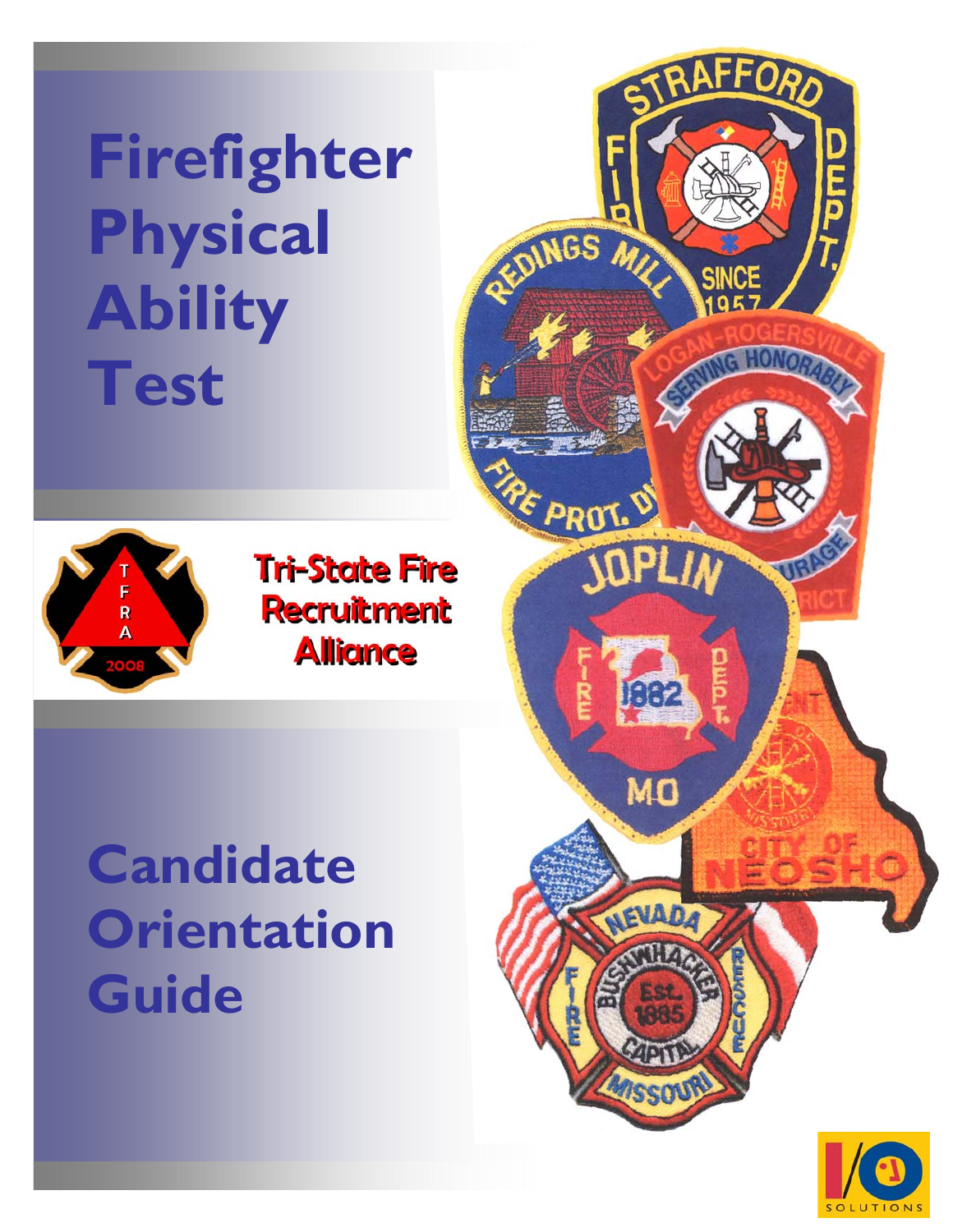# Firefighter Physical Ability Test

Tri-State Fire Recruitment Alliance

# Candidate Orientation Guide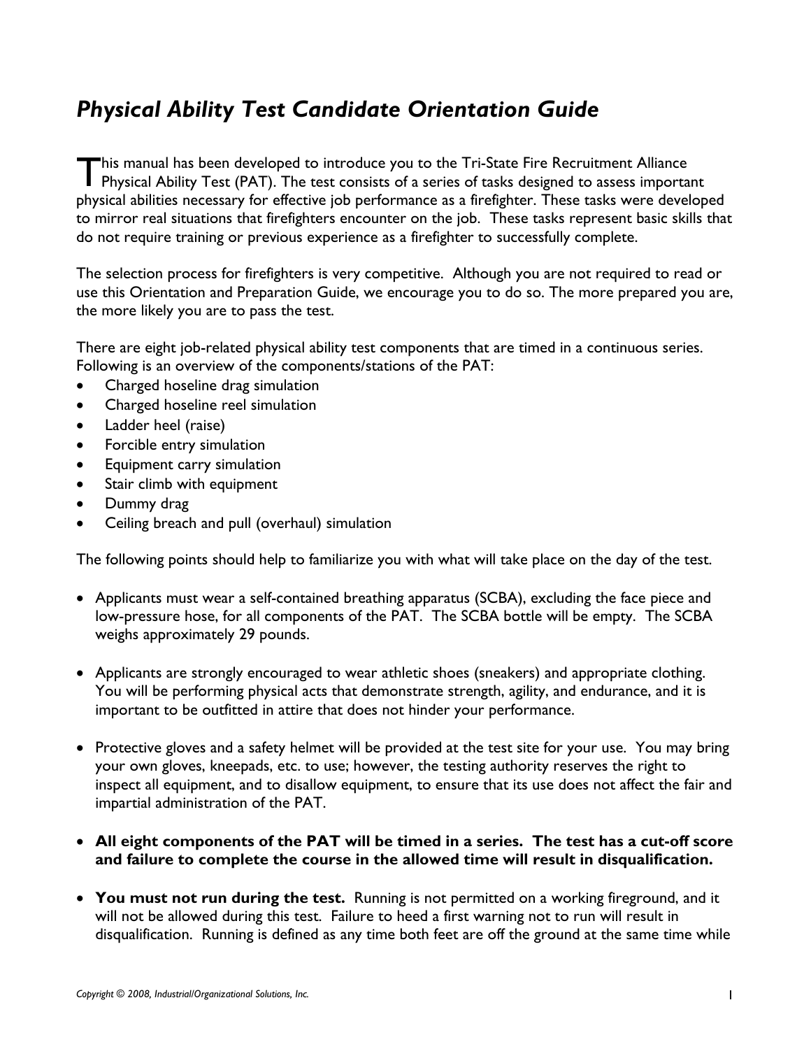# *Physical Ability Test Candidate Orientation Guide*

This manual has been developed to introduce you to the Tri-State Fire Recruitment Alliance Physical Ability Test (PAT). The test consists of a series of tasks designed to assess important physical abilities necessary for effective job performance as a firefighter. These tasks were developed to mirror real situations that firefighters encounter on the job. These tasks represent basic skills that do not require training or previous experience as a firefighter to successfully complete.

The selection process for firefighters is very competitive. Although you are not required to read or use this Orientation and Preparation Guide, we encourage you to do so. The more prepared you are, the more likely you are to pass the test.

There are eight job-related physical ability test components that are timed in a continuous series. Following is an overview of the components/stations of the PAT:

- Charged hoseline drag simulation
- Charged hoseline reel simulation
- Ladder heel (raise)
- Forcible entry simulation
- Equipment carry simulation
- Stair climb with equipment
- Dummy drag
- Ceiling breach and pull (overhaul) simulation

The following points should help to familiarize you with what will take place on the day of the test.

- Applicants must wear a self-contained breathing apparatus (SCBA), excluding the face piece and low-pressure hose, for all components of the PAT. The SCBA bottle will be empty. The SCBA weighs approximately 29 pounds.

- Applicants are strongly encouraged to wear athletic shoes (sneakers) and appropriate clothing. You will be performing physical acts that demonstrate strength, agility, and endurance, and it is important to be outfitted in attire that does not hinder your performance.

- Protective gloves and a safety helmet will be provided at the test site for your use. You may bring your own gloves, kneepads, etc. to use; however, the testing authority reserves the right to inspect all equipment, and to disallow equipment, to ensure that its use does not affect the fair and impartial administration of the PAT.

- **All eight components of the PAT will be timed in a series. The test has a cut-off score and failure to complete the course in the allowed time will result in disqualification.**

- **You must not run during the test.** Running is not permitted on a working fireground, and it will not be allowed during this test. Failure to heed a first warning not to run will result in disqualification. Running is defined as any time both feet are off the ground at the same time while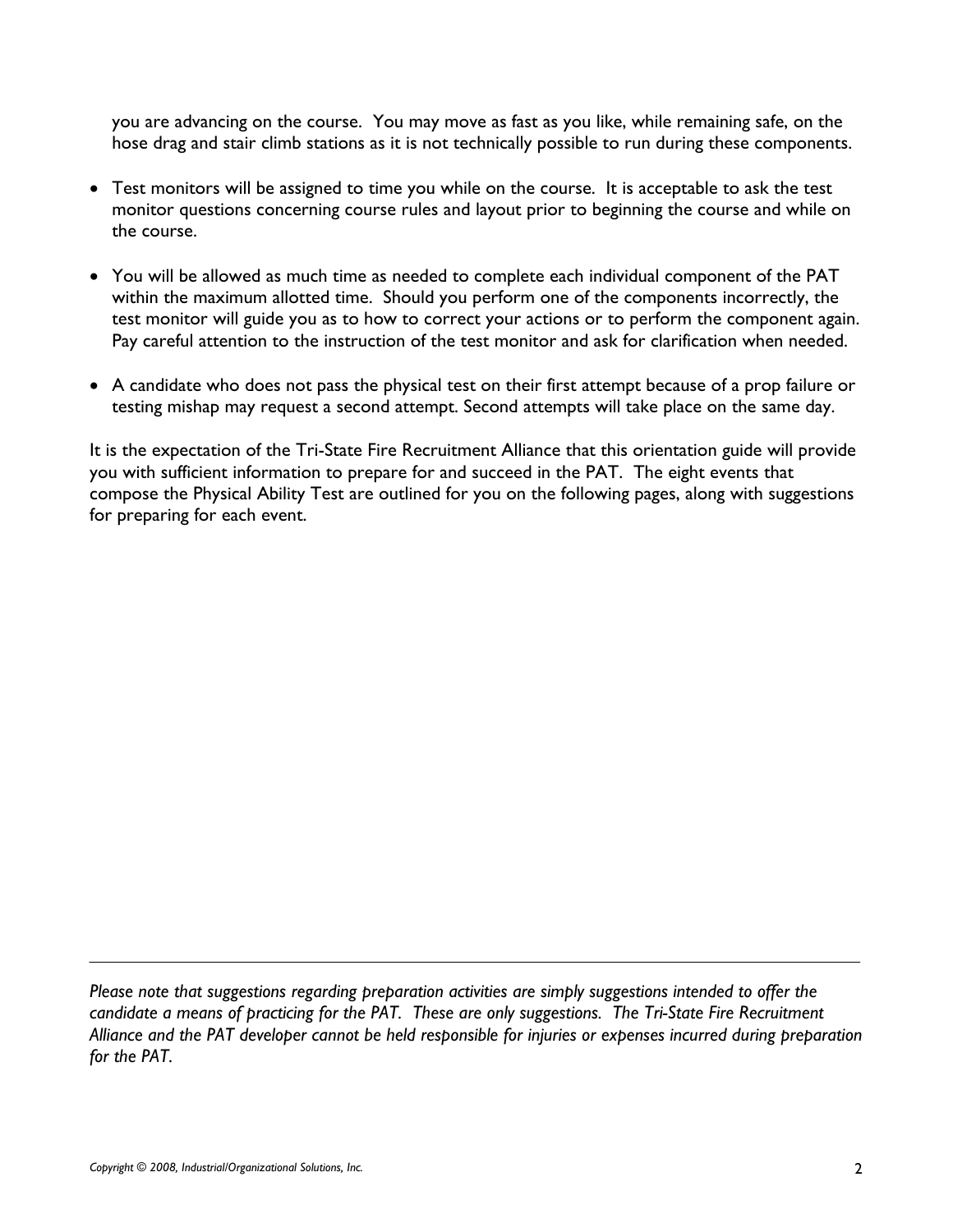you are advancing on the course. You may move as fast as you like, while remaining safe, on the hose drag and stair climb stations as it is not technically possible to run during these components.

- Test monitors will be assigned to time you while on the course. It is acceptable to ask the test monitor questions concerning course rules and layout prior to beginning the course and while on the course.
- You will be allowed as much time as needed to complete each individual component of the PAT within the maximum allotted time. Should you perform one of the components incorrectly, the test monitor will guide you as to how to correct your actions or to perform the component again. Pay careful attention to the instruction of the test monitor and ask for clarification when needed.
- A candidate who does not pass the physical test on their first attempt because of a prop failure or testing mishap may request a second attempt. Second attempts will take place on the same day.

It is the expectation of the Tri-State Fire Recruitment Alliance that this orientation guide will provide you with sufficient information to prepare for and succeed in the PAT. The eight events that compose the Physical Ability Test are outlined for you on the following pages, along with suggestions for preparing for each event.

---

*Please note that suggestions regarding preparation activities are simply suggestions intended to offer the candidate a means of practicing for the PAT. These are only suggestions. The Tri-State Fire Recruitment Alliance and the PAT developer cannot be held responsible for injuries or expenses incurred during preparation for the PAT.*

*Copyright © 2008, Industrial/Organizational Solutions, Inc.*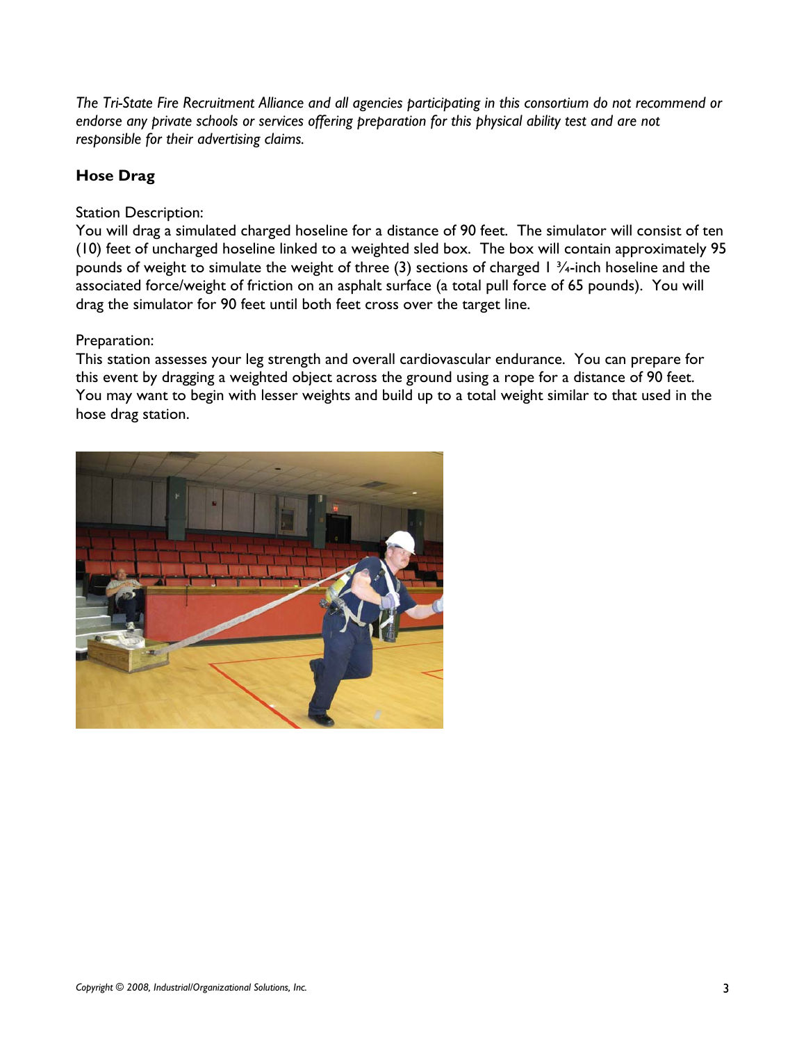*The Tri-State Fire Recruitment Alliance and all agencies participating in this consortium do not recommend or endorse any private schools or services offering preparation for this physical ability test and are not responsible for their advertising claims.*

## Hose Drag

Station Description:
You will drag a simulated charged hoseline for a distance of 90 feet. The simulator will consist of ten (10) feet of uncharged hoseline linked to a weighted sled box. The box will contain approximately 95 pounds of weight to simulate the weight of three (3) sections of charged 1 ¾-inch hoseline and the associated force/weight of friction on an asphalt surface (a total pull force of 65 pounds). You will drag the simulator for 90 feet until both feet cross over the target line.

Preparation:
This station assesses your leg strength and overall cardiovascular endurance. You can prepare for this event by dragging a weighted object across the ground using a rope for a distance of 90 feet. You may want to begin with lesser weights and build up to a total weight similar to that used in the hose drag station.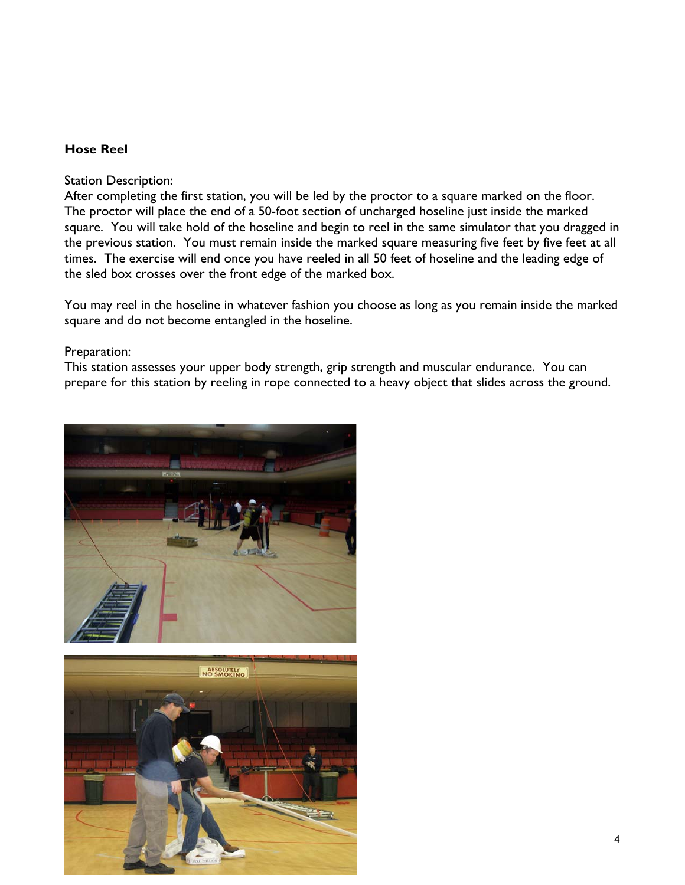## Hose Reel

Station Description:
After completing the first station, you will be led by the proctor to a square marked on the floor. The proctor will place the end of a 50-foot section of uncharged hoseline just inside the marked square. You will take hold of the hoseline and begin to reel in the same simulator that you dragged in the previous station. You must remain inside the marked square measuring five feet by five feet at all times. The exercise will end once you have reeled in all 50 feet of hoseline and the leading edge of the sled box crosses over the front edge of the marked box.

You may reel in the hoseline in whatever fashion you choose as long as you remain inside the marked square and do not become entangled in the hoseline.

Preparation:
This station assesses your upper body strength, grip strength and muscular endurance. You can prepare for this station by reeling in rope connected to a heavy object that slides across the ground.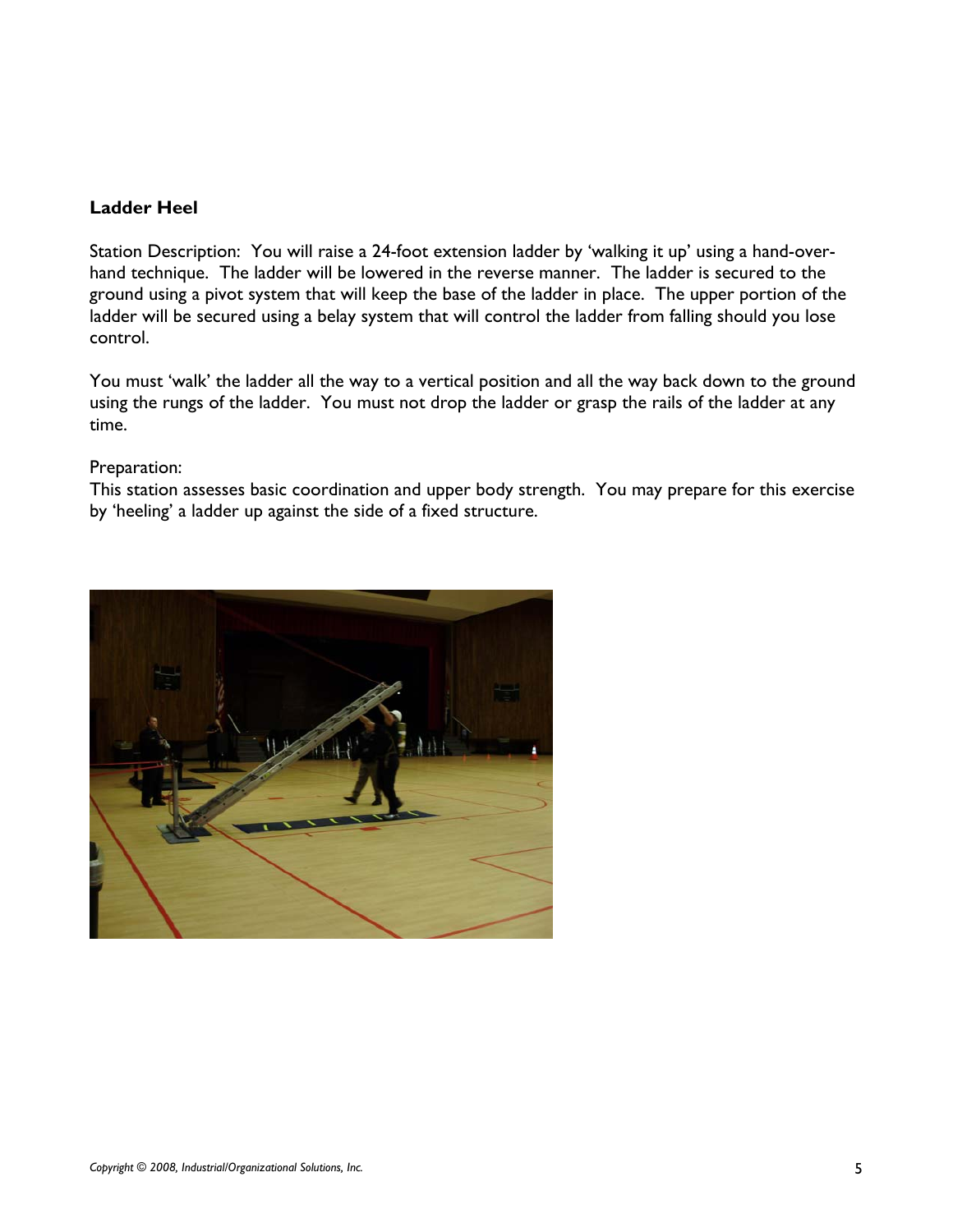## Ladder Heel

Station Description: You will raise a 24-foot extension ladder by 'walking it up' using a hand-over-hand technique. The ladder will be lowered in the reverse manner. The ladder is secured to the ground using a pivot system that will keep the base of the ladder in place. The upper portion of the ladder will be secured using a belay system that will control the ladder from falling should you lose control.

You must 'walk' the ladder all the way to a vertical position and all the way back down to the ground using the rungs of the ladder. You must not drop the ladder or grasp the rails of the ladder at any time.

Preparation:
This station assesses basic coordination and upper body strength. You may prepare for this exercise by 'heeling' a ladder up against the side of a fixed structure.

*Copyright © 2008, Industrial/Organizational Solutions, Inc.*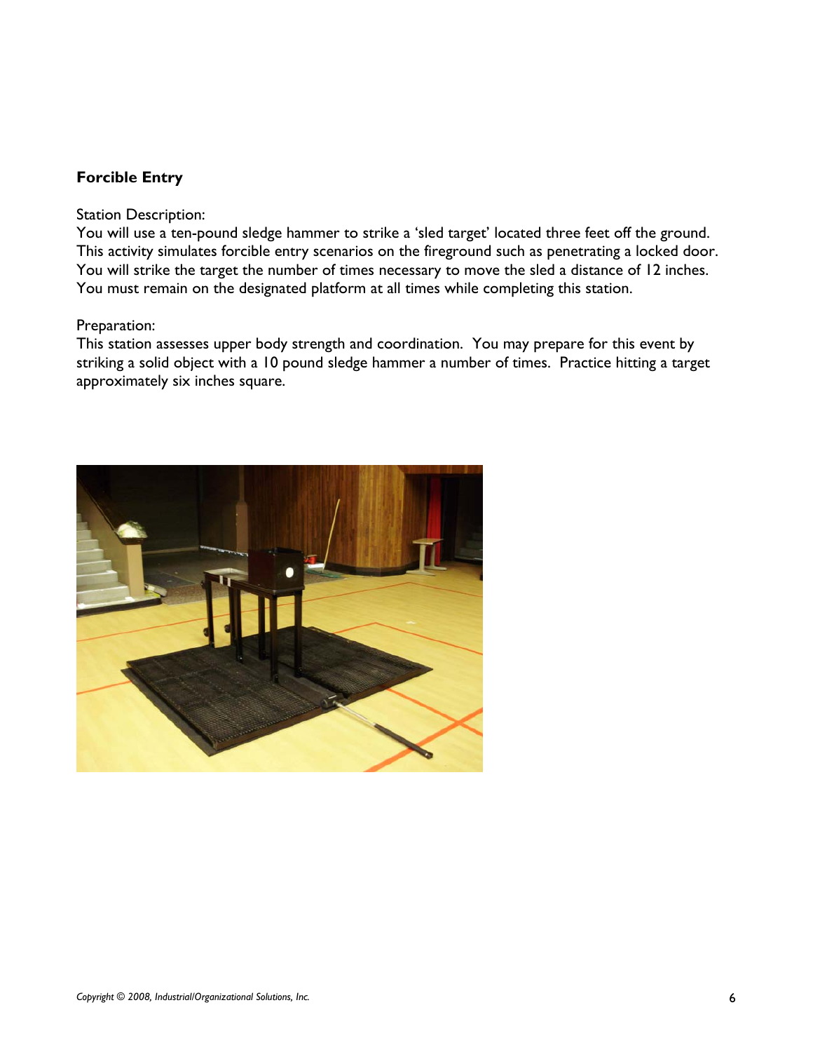**Forcible Entry**

Station Description:
You will use a ten-pound sledge hammer to strike a 'sled target' located three feet off the ground. This activity simulates forcible entry scenarios on the fireground such as penetrating a locked door. You will strike the target the number of times necessary to move the sled a distance of 12 inches. You must remain on the designated platform at all times while completing this station.

Preparation:
This station assesses upper body strength and coordination. You may prepare for this event by striking a solid object with a 10 pound sledge hammer a number of times. Practice hitting a target approximately six inches square.

*Copyright © 2008, Industrial/Organizational Solutions, Inc.*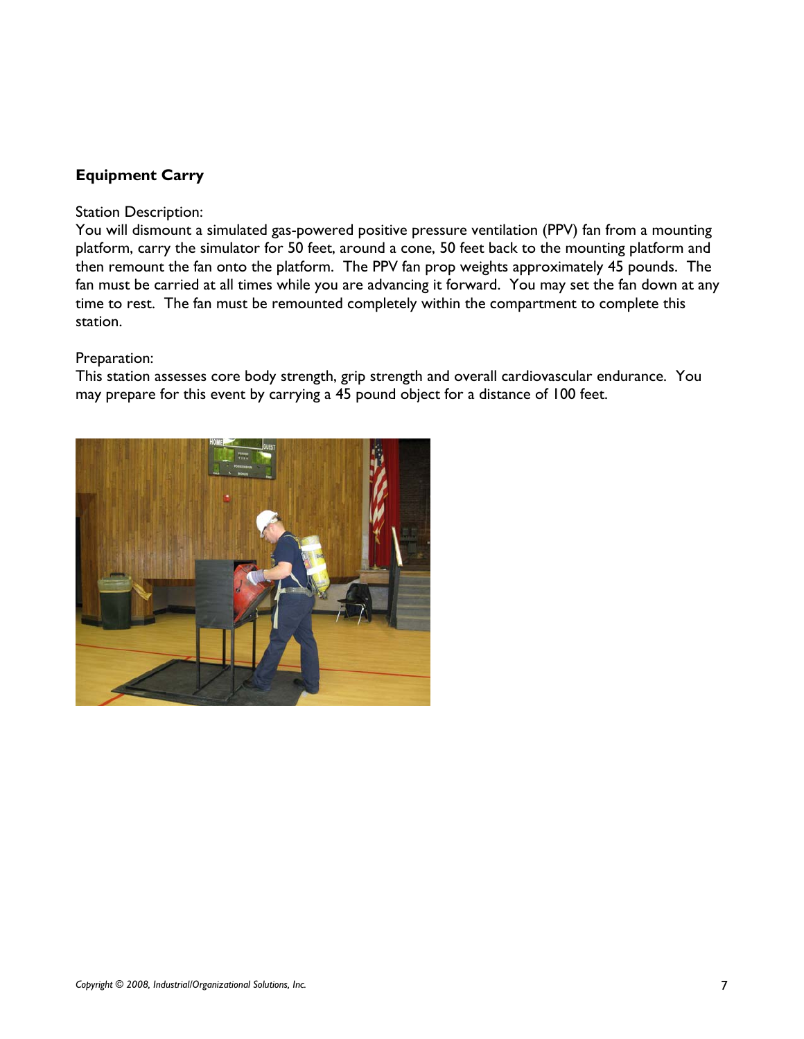## Equipment Carry

Station Description:
You will dismount a simulated gas-powered positive pressure ventilation (PPV) fan from a mounting platform, carry the simulator for 50 feet, around a cone, 50 feet back to the mounting platform and then remount the fan onto the platform. The PPV fan prop weights approximately 45 pounds. The fan must be carried at all times while you are advancing it forward. You may set the fan down at any time to rest. The fan must be remounted completely within the compartment to complete this station.

Preparation:
This station assesses core body strength, grip strength and overall cardiovascular endurance. You may prepare for this event by carrying a 45 pound object for a distance of 100 feet.

*Copyright © 2008, Industrial/Organizational Solutions, Inc.*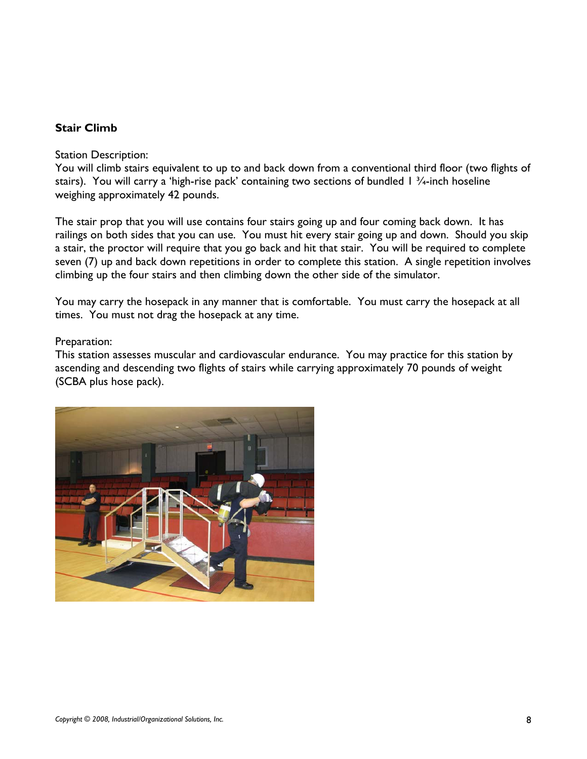**Stair Climb**

Station Description:
You will climb stairs equivalent to up to and back down from a conventional third floor (two flights of stairs). You will carry a 'high-rise pack' containing two sections of bundled 1 ¾-inch hoseline weighing approximately 42 pounds.

The stair prop that you will use contains four stairs going up and four coming back down. It has railings on both sides that you can use. You must hit every stair going up and down. Should you skip a stair, the proctor will require that you go back and hit that stair. You will be required to complete seven (7) up and back down repetitions in order to complete this station. A single repetition involves climbing up the four stairs and then climbing down the other side of the simulator.

You may carry the hosepack in any manner that is comfortable. You must carry the hosepack at all times. You must not drag the hosepack at any time.

Preparation:
This station assesses muscular and cardiovascular endurance. You may practice for this station by ascending and descending two flights of stairs while carrying approximately 70 pounds of weight (SCBA plus hose pack).

*Copyright © 2008, Industrial/Organizational Solutions, Inc.*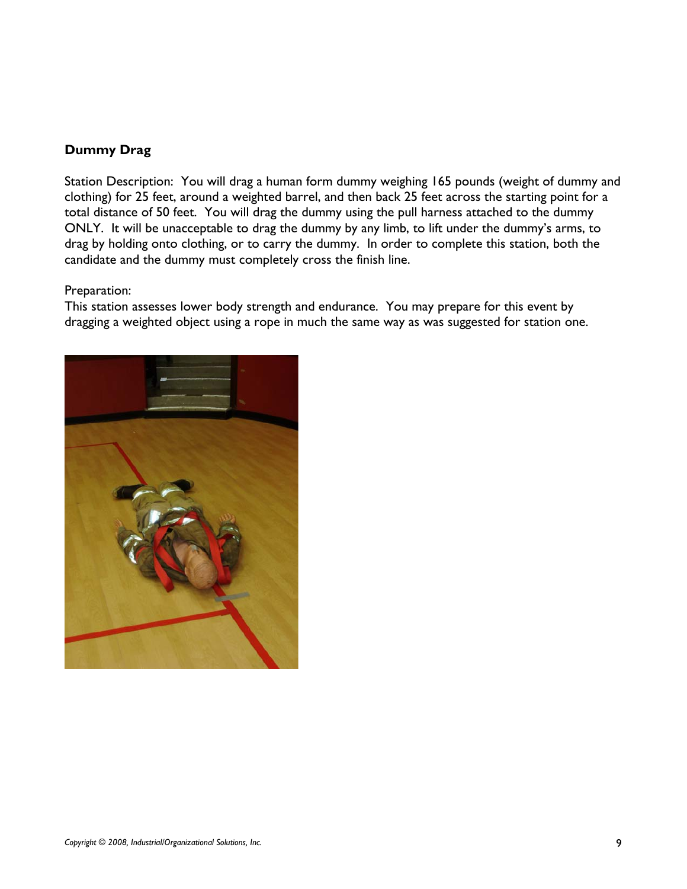### Dummy Drag

Station Description: You will drag a human form dummy weighing 165 pounds (weight of dummy and clothing) for 25 feet, around a weighted barrel, and then back 25 feet across the starting point for a total distance of 50 feet. You will drag the dummy using the pull harness attached to the dummy ONLY. It will be unacceptable to drag the dummy by any limb, to lift under the dummy's arms, to drag by holding onto clothing, or to carry the dummy. In order to complete this station, both the candidate and the dummy must completely cross the finish line.

Preparation:
This station assesses lower body strength and endurance. You may prepare for this event by dragging a weighted object using a rope in much the same way as was suggested for station one.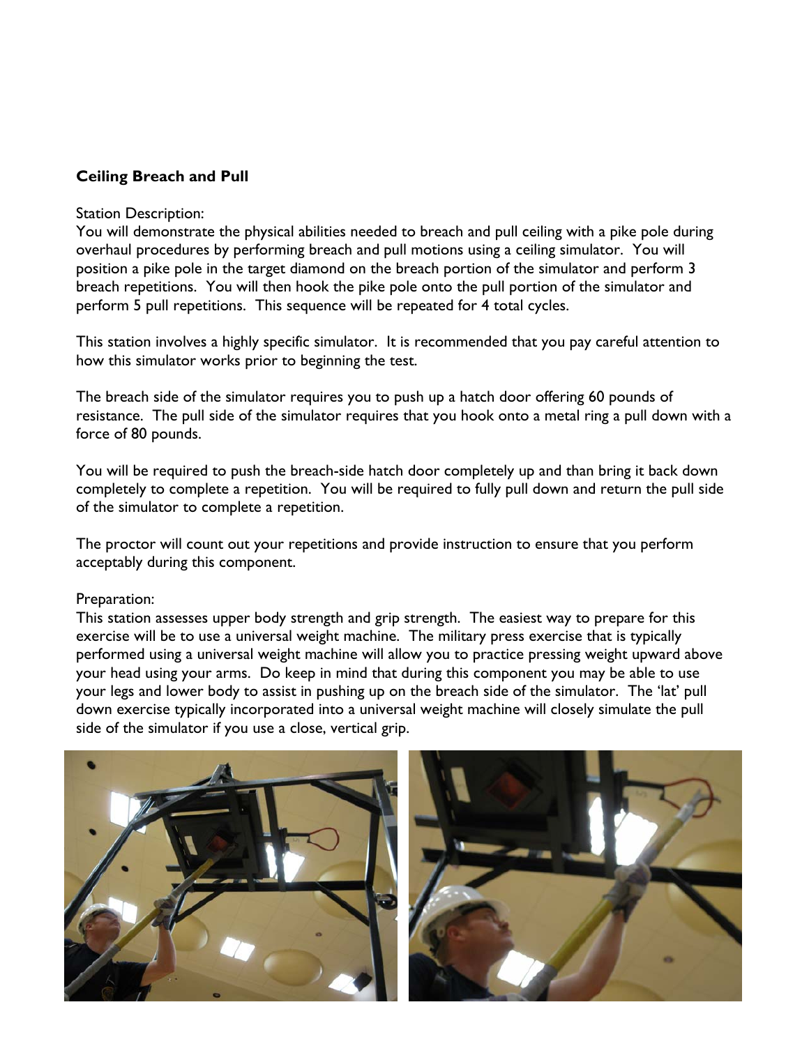**Ceiling Breach and Pull**

Station Description:
You will demonstrate the physical abilities needed to breach and pull ceiling with a pike pole during overhaul procedures by performing breach and pull motions using a ceiling simulator. You will position a pike pole in the target diamond on the breach portion of the simulator and perform 3 breach repetitions. You will then hook the pike pole onto the pull portion of the simulator and perform 5 pull repetitions. This sequence will be repeated for 4 total cycles.

This station involves a highly specific simulator. It is recommended that you pay careful attention to how this simulator works prior to beginning the test.

The breach side of the simulator requires you to push up a hatch door offering 60 pounds of resistance. The pull side of the simulator requires that you hook onto a metal ring a pull down with a force of 80 pounds.

You will be required to push the breach-side hatch door completely up and than bring it back down completely to complete a repetition. You will be required to fully pull down and return the pull side of the simulator to complete a repetition.

The proctor will count out your repetitions and provide instruction to ensure that you perform acceptably during this component.

Preparation:
This station assesses upper body strength and grip strength. The easiest way to prepare for this exercise will be to use a universal weight machine. The military press exercise that is typically performed using a universal weight machine will allow you to practice pressing weight upward above your head using your arms. Do keep in mind that during this component you may be able to use your legs and lower body to assist in pushing up on the breach side of the simulator. The 'lat' pull down exercise typically incorporated into a universal weight machine will closely simulate the pull side of the simulator if you use a close, vertical grip.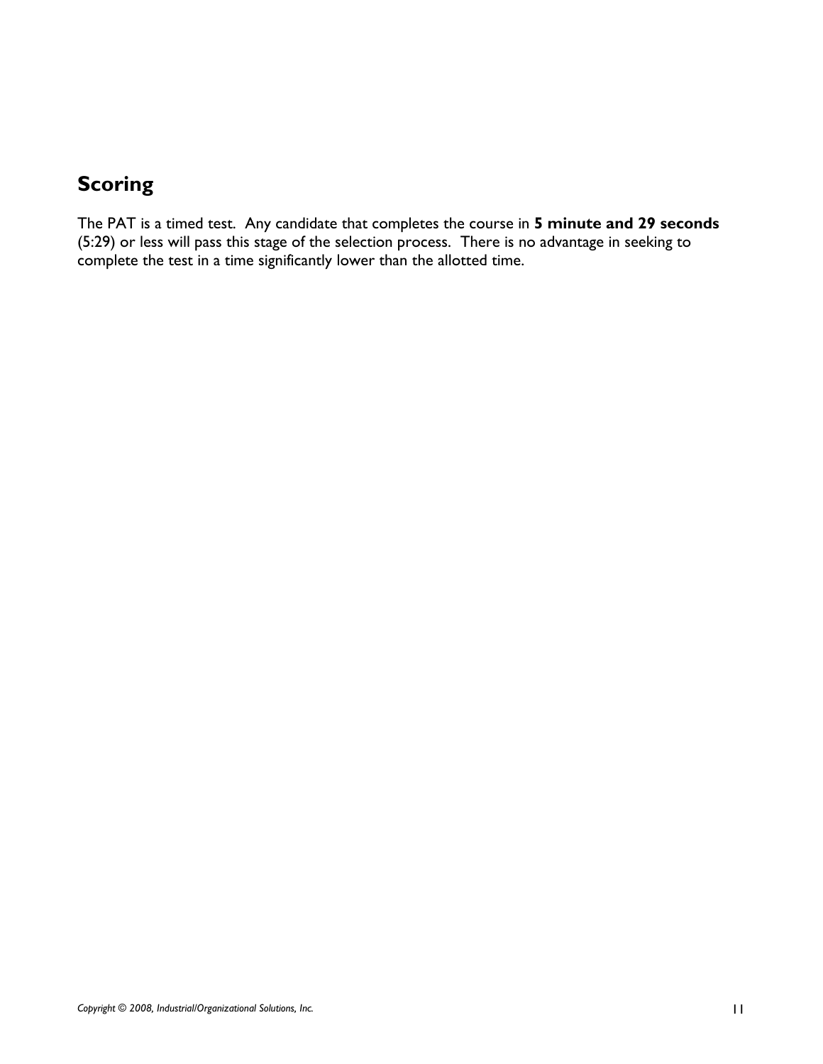## Scoring

The PAT is a timed test. Any candidate that completes the course in **5 minute and 29 seconds** (5:29) or less will pass this stage of the selection process. There is no advantage in seeking to complete the test in a time significantly lower than the allotted time.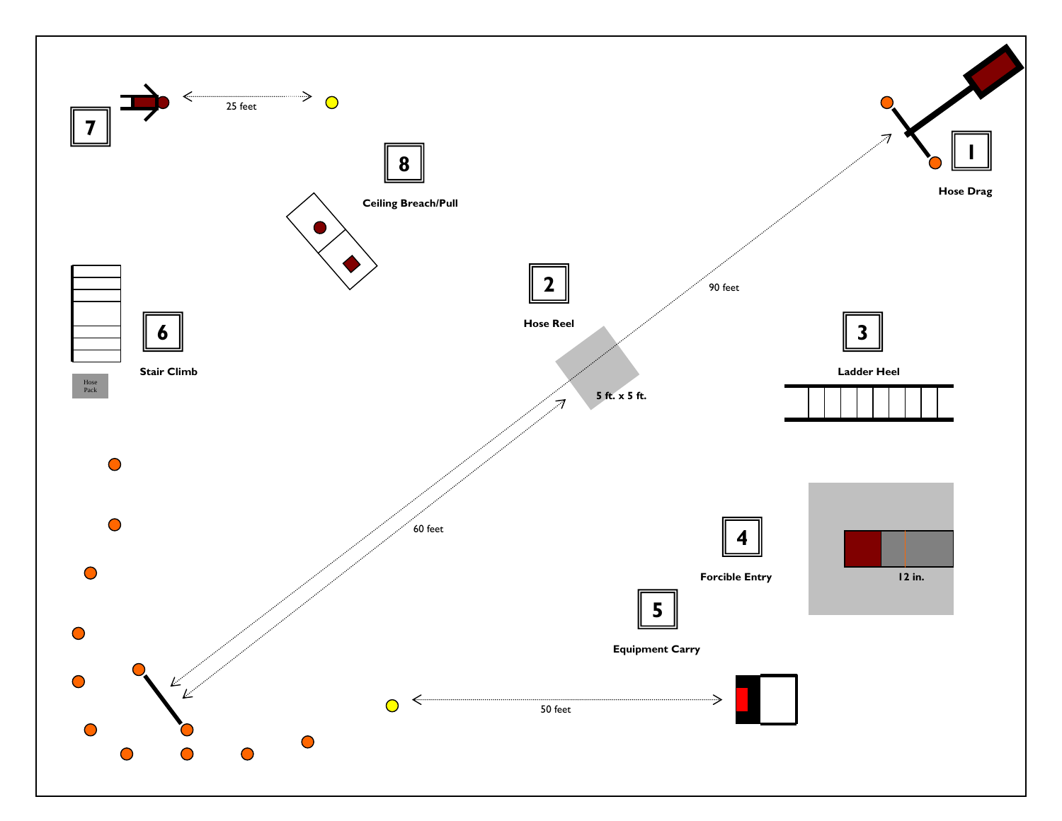7

25 feet

8

Ceiling Breach/Pull

1

Hose Drag

2

Hose Reel

90 feet

6

Stair Climb

Hose Pack

3

Ladder Heel

5 ft. x 5 ft.

60 feet

4

Forcible Entry

12 in.

5

Equipment Carry

50 feet